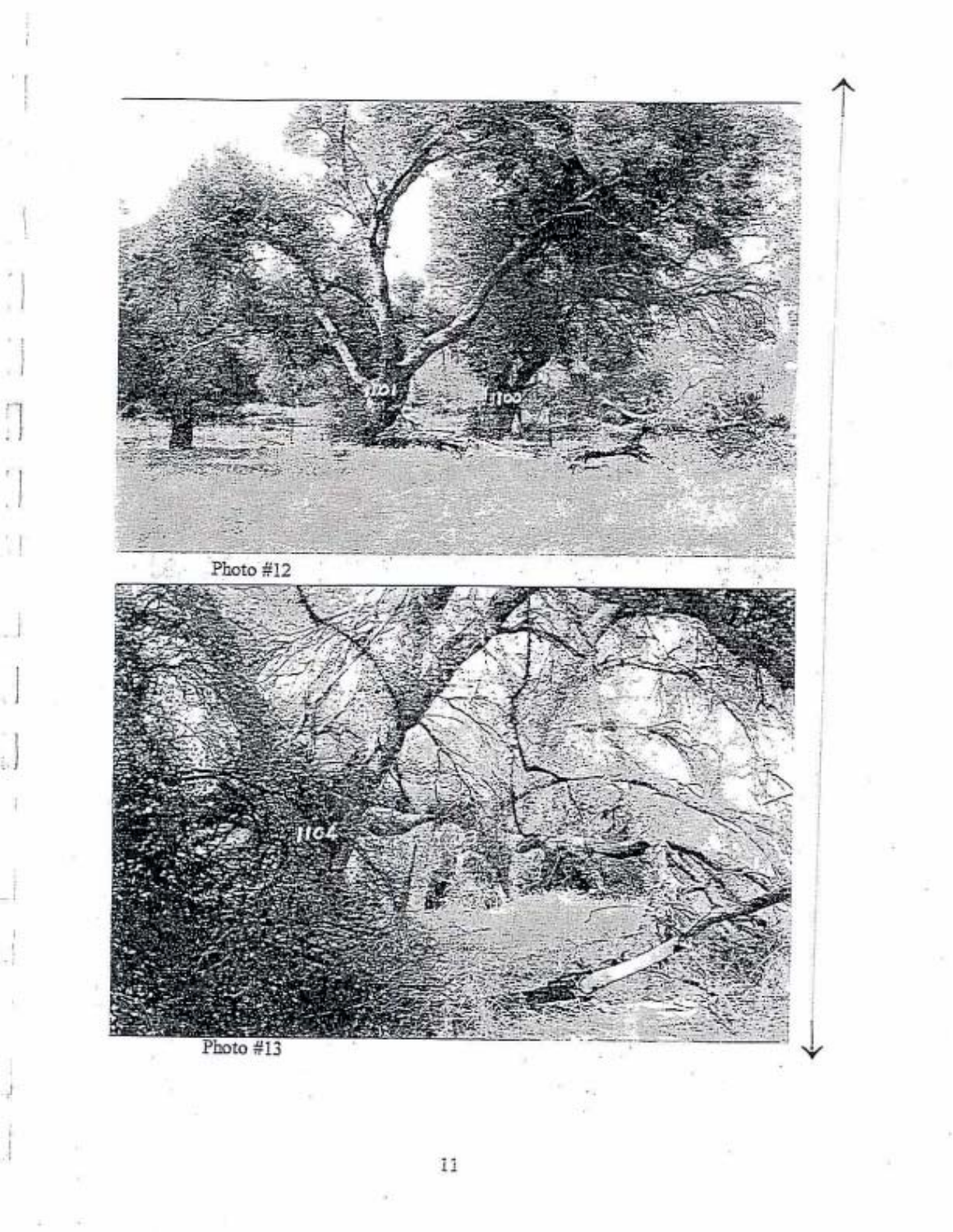Photo #12

Photo #13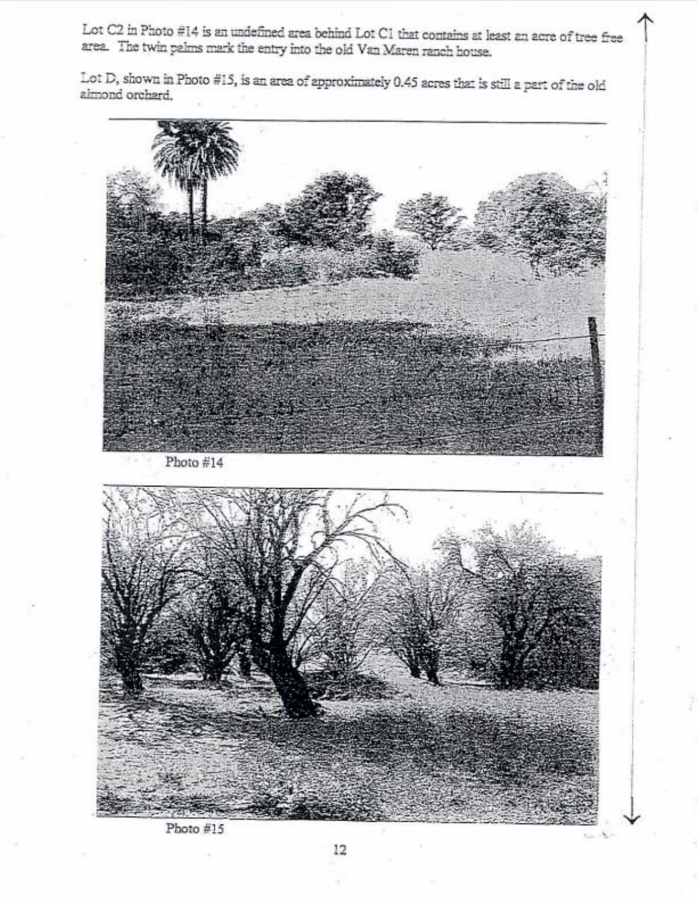Lot C2 in Photo #14 is an undefined area behind Lot C1 that contains at least an acre of tree free area. The twin palms mark the entry into the old Van Maren ranch house.

Lot D, shown in Photo #15, is an area of approximately 0.45 acres that is still a part of the old almond orchard.

Photo #14

Photo #15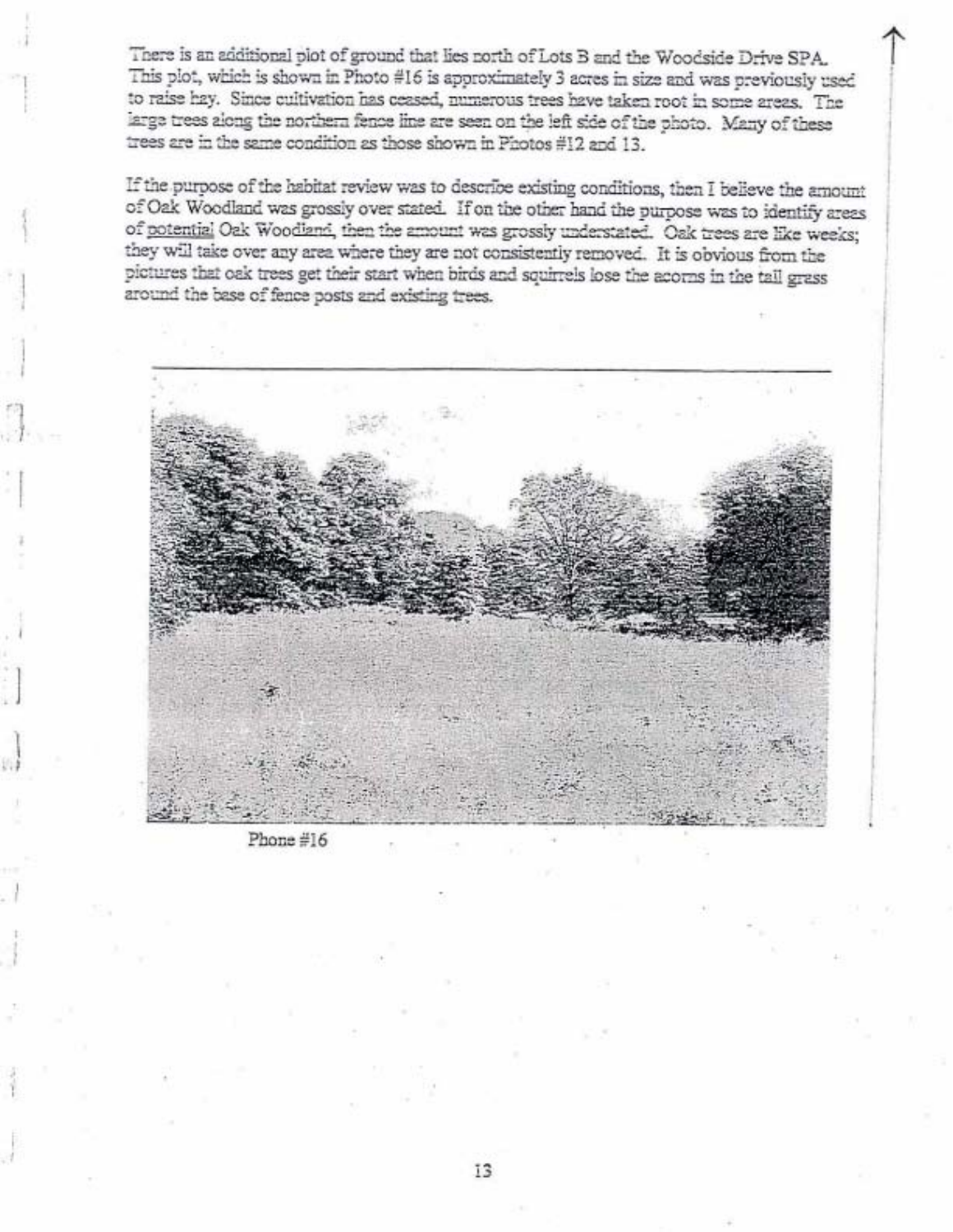There is an additional plot of ground that lies north of Lots B and the Woodside Drive SPA. This plot, which is shown in Photo #16 is approximately 3 acres in size and was previously used to raise hay. Since cultivation has ceased, numerous trees have taken root in some areas. The large trees along the northern fence line are seen on the left side of the photo. Many of these trees are in the same condition as those shown in Photos #12 and 13.

If the purpose of the habitat review was to describe existing conditions, then I believe the amount of Oak Woodland was grossly over stated. If on the other hand the purpose was to identify areas of <u>potential</u> Oak Woodland, then the amount was grossly understated. Oak trees are like weeks; they will take over any area where they are not consistently removed. It is obvious from the pictures that oak trees get their start when birds and squirrels lose the acorns in the tall grass around the base of fence posts and existing trees.

Phone #16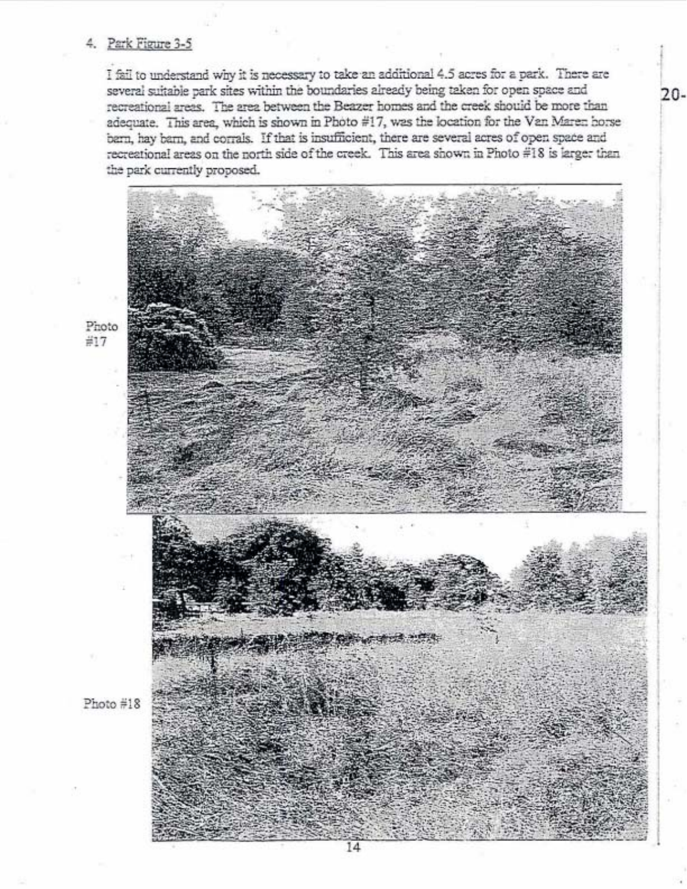4. Park Figure 3-5

I fail to understand why it is necessary to take an additional 4.5 acres for a park. There are several suitable park sites within the boundaries already being taken for open space and recreational areas. The area between the Beazer homes and the creek should be more than adequate. This area, which is shown in Photo #17, was the location for the Van Maren horse barn, hay barn, and corrals. If that is insufficient, there are several acres of open space and recreational areas on the north side of the creek. This area shown in Photo #18 is larger than the park currently proposed.

20-

Photo #17

Photo #18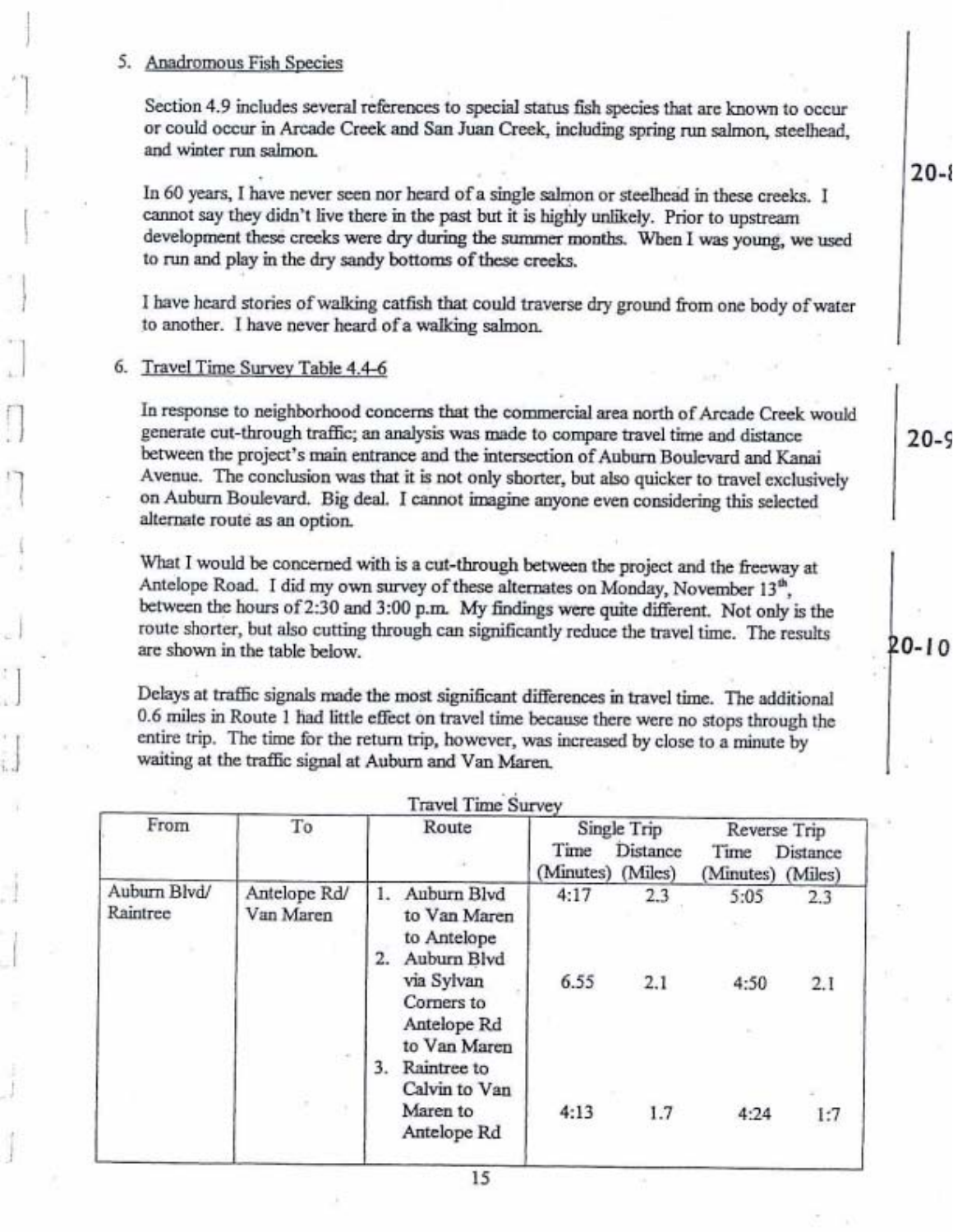5. Anadromous Fish Species

   Section 4.9 includes several references to special status fish species that are known to occur or could occur in Arcade Creek and San Juan Creek, including spring run salmon, steelhead, and winter run salmon.

   In 60 years, I have never seen nor heard of a single salmon or steelhead in these creeks. I cannot say they didn't live there in the past but it is highly unlikely. Prior to upstream development these creeks were dry during the summer months. When I was young, we used to run and play in the dry sandy bottoms of these creeks.

   I have heard stories of walking catfish that could traverse dry ground from one body of water to another. I have never heard of a walking salmon.

20-8

6. Travel Time Survey Table 4.4-6

   In response to neighborhood concerns that the commercial area north of Arcade Creek would generate cut-through traffic; an analysis was made to compare travel time and distance between the project's main entrance and the intersection of Auburn Boulevard and Kanai Avenue. The conclusion was that it is not only shorter, but also quicker to travel exclusively on Auburn Boulevard. Big deal. I cannot imagine anyone even considering this selected alternate route as an option.

20-9

   What I would be concerned with is a cut-through between the project and the freeway at Antelope Road. I did my own survey of these alternates on Monday, November 13th, between the hours of 2:30 and 3:00 p.m. My findings were quite different. Not only is the route shorter, but also cutting through can significantly reduce the travel time. The results are shown in the table below.

   Delays at traffic signals made the most significant differences in travel time. The additional 0.6 miles in Route 1 had little effect on travel time because there were no stops through the entire trip. The time for the return trip, however, was increased by close to a minute by waiting at the traffic signal at Auburn and Van Maren.

20-10

Travel Time Survey

| From | To | Route | Single Trip Time (Minutes) | Single Trip Distance (Miles) | Reverse Trip Time (Minutes) | Reverse Trip Distance (Miles) |
|---|---|---|---|---|---|---|
| Auburn Blvd/ Raintree | Antelope Rd/ Van Maren | 1. Auburn Blvd to Van Maren to Antelope | 4:17 | 2.3 | 5:05 | 2.3 |
| | | 2. Auburn Blvd via Sylvan Corners to Antelope Rd to Van Maren | 6.55 | 2.1 | 4:50 | 2.1 |
| | | 3. Raintree to Calvin to Van Maren to Antelope Rd | 4:13 | 1.7 | 4:24 | 1:7 |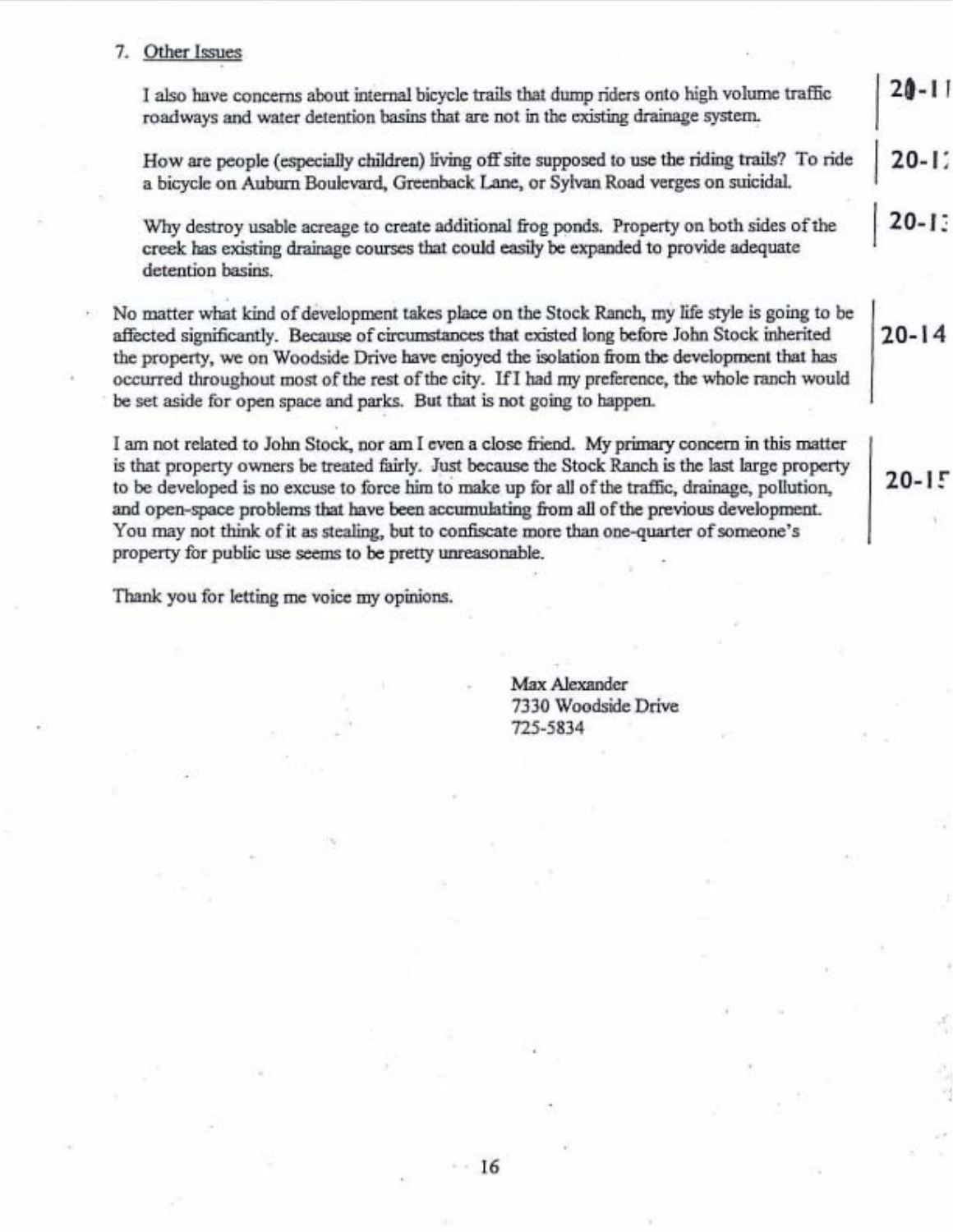7. Other Issues

   I also have concerns about internal bicycle trails that dump riders onto high volume traffic roadways and water detention basins that are not in the existing drainage system. 20-11

   How are people (especially children) living off site supposed to use the riding trails? To ride a bicycle on Auburn Boulevard, Greenback Lane, or Sylvan Road verges on suicidal. 20-12

   Why destroy usable acreage to create additional frog ponds. Property on both sides of the creek has existing drainage courses that could easily be expanded to provide adequate detention basins. 20-13

No matter what kind of development takes place on the Stock Ranch, my life style is going to be affected significantly. Because of circumstances that existed long before John Stock inherited the property, we on Woodside Drive have enjoyed the isolation from the development that has occurred throughout most of the rest of the city. If I had my preference, the whole ranch would be set aside for open space and parks. But that is not going to happen. 20-14

I am not related to John Stock, nor am I even a close friend. My primary concern in this matter is that property owners be treated fairly. Just because the Stock Ranch is the last large property to be developed is no excuse to force him to make up for all of the traffic, drainage, pollution, and open-space problems that have been accumulating from all of the previous development. You may not think of it as stealing, but to confiscate more than one-quarter of someone's property for public use seems to be pretty unreasonable. 20-15

Thank you for letting me voice my opinions.

Max Alexander
7330 Woodside Drive
725-5834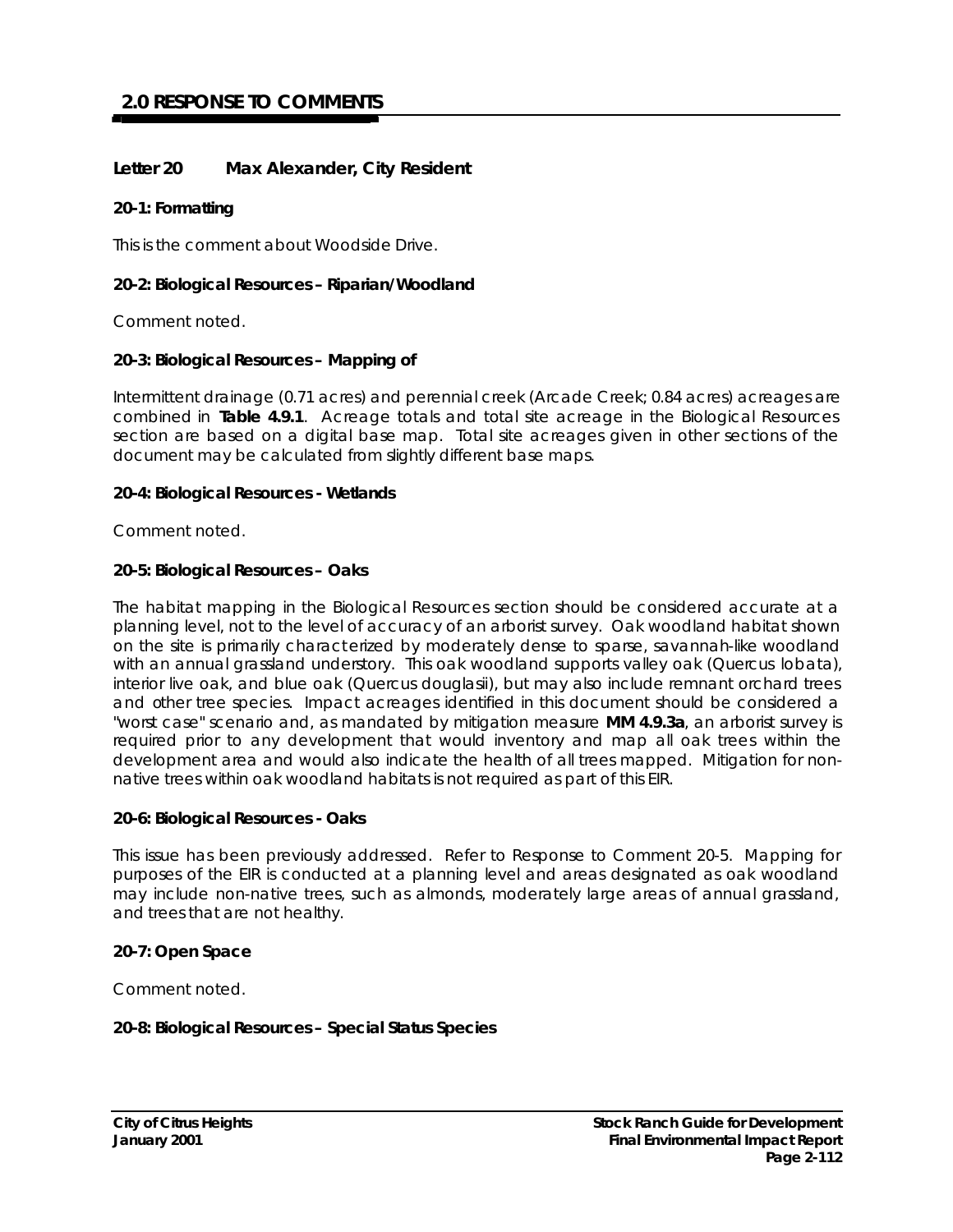## 2.0 RESPONSE TO COMMENTS

### Letter 20 Max Alexander, City Resident

**20-1: Formatting**

This is the comment about Woodside Drive.

**20-2: Biological Resources – Riparian/Woodland**

Comment noted.

**20-3: Biological Resources – Mapping of**

Intermittent drainage (0.71 acres) and perennial creek (Arcade Creek; 0.84 acres) acreages are combined in **Table 4.9.1**. Acreage totals and total site acreage in the Biological Resources section are based on a digital base map. Total site acreages given in other sections of the document may be calculated from slightly different base maps.

**20-4: Biological Resources - Wetlands**

Comment noted.

**20-5: Biological Resources – Oaks**

The habitat mapping in the Biological Resources section should be considered accurate at a planning level, not to the level of accuracy of an arborist survey. Oak woodland habitat shown on the site is primarily characterized by moderately dense to sparse, savannah-like woodland with an annual grassland understory. This oak woodland supports valley oak (Quercus lobata), interior live oak, and blue oak (Quercus douglasii), but may also include remnant orchard trees and other tree species. Impact acreages identified in this document should be considered a "worst case" scenario and, as mandated by mitigation measure **MM 4.9.3a**, an arborist survey is required prior to any development that would inventory and map all oak trees within the development area and would also indicate the health of all trees mapped. Mitigation for non-native trees within oak woodland habitats is not required as part of this EIR.

**20-6: Biological Resources - Oaks**

This issue has been previously addressed. Refer to Response to Comment 20-5. Mapping for purposes of the EIR is conducted at a planning level and areas designated as oak woodland may include non-native trees, such as almonds, moderately large areas of annual grassland, and trees that are not healthy.

**20-7: Open Space**

Comment noted.

**20-8: Biological Resources – Special Status Species**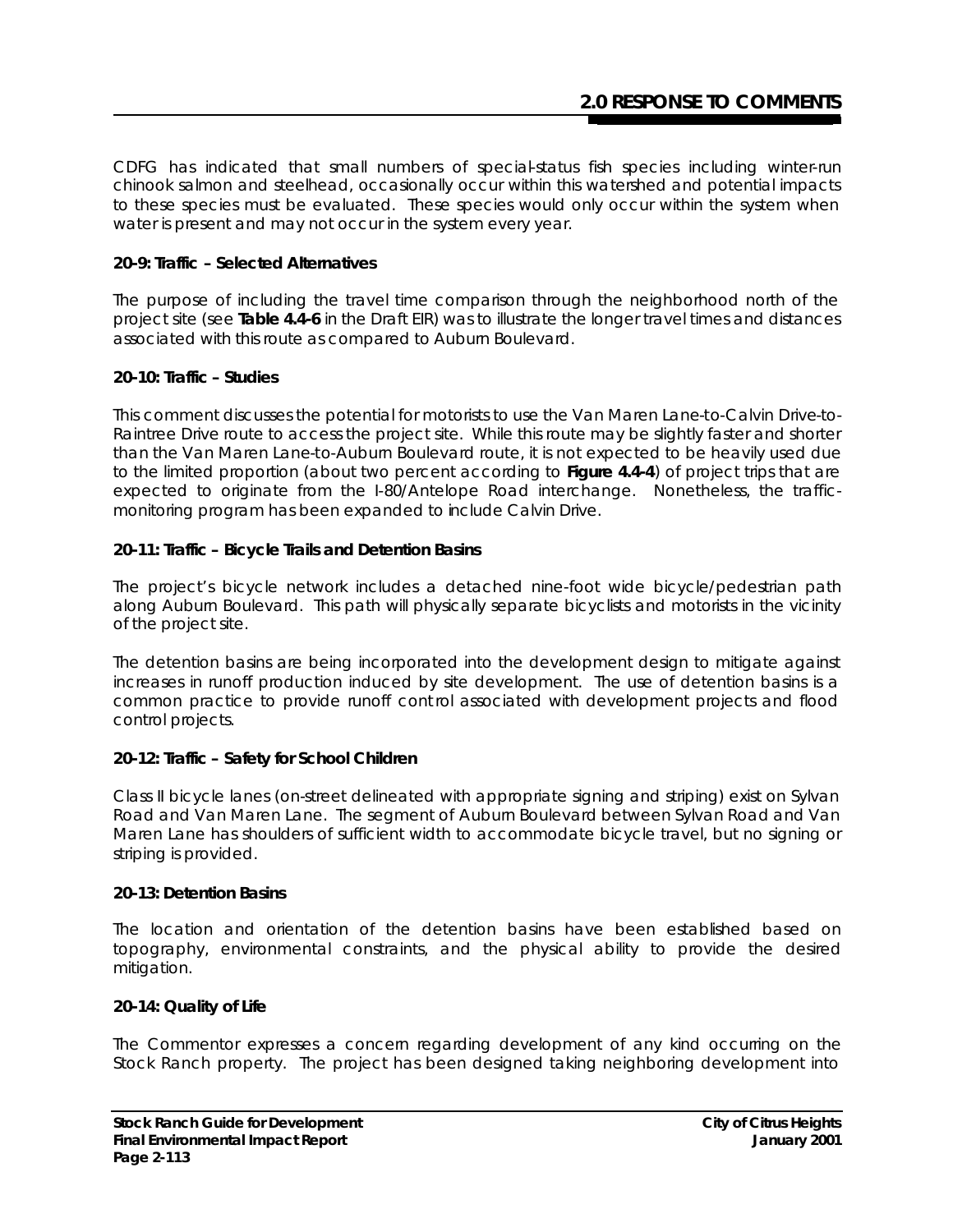CDFG has indicated that small numbers of special-status fish species including winter-run chinook salmon and steelhead, occasionally occur within this watershed and potential impacts to these species must be evaluated. These species would only occur within the system when water is present and may not occur in the system every year.

**20-9: Traffic – Selected Alternatives**

The purpose of including the travel time comparison through the neighborhood north of the project site (see **Table 4.4-6** in the Draft EIR) was to illustrate the longer travel times and distances associated with this route as compared to Auburn Boulevard.

**20-10: Traffic – Studies**

This comment discusses the potential for motorists to use the Van Maren Lane-to-Calvin Drive-to-Raintree Drive route to access the project site. While this route may be slightly faster and shorter than the Van Maren Lane-to-Auburn Boulevard route, it is not expected to be heavily used due to the limited proportion (about two percent according to **Figure 4.4-4**) of project trips that are expected to originate from the I-80/Antelope Road interchange. Nonetheless, the traffic-monitoring program has been expanded to include Calvin Drive.

**20-11: Traffic – Bicycle Trails and Detention Basins**

The project's bicycle network includes a detached nine-foot wide bicycle/pedestrian path along Auburn Boulevard. This path will physically separate bicyclists and motorists in the vicinity of the project site.

The detention basins are being incorporated into the development design to mitigate against increases in runoff production induced by site development. The use of detention basins is a common practice to provide runoff control associated with development projects and flood control projects.

**20-12: Traffic – Safety for School Children**

Class II bicycle lanes (on-street delineated with appropriate signing and striping) exist on Sylvan Road and Van Maren Lane. The segment of Auburn Boulevard between Sylvan Road and Van Maren Lane has shoulders of sufficient width to accommodate bicycle travel, but no signing or striping is provided.

**20-13: Detention Basins**

The location and orientation of the detention basins have been established based on topography, environmental constraints, and the physical ability to provide the desired mitigation.

**20-14: Quality of Life**

The Commentor expresses a concern regarding development of any kind occurring on the Stock Ranch property. The project has been designed taking neighboring development into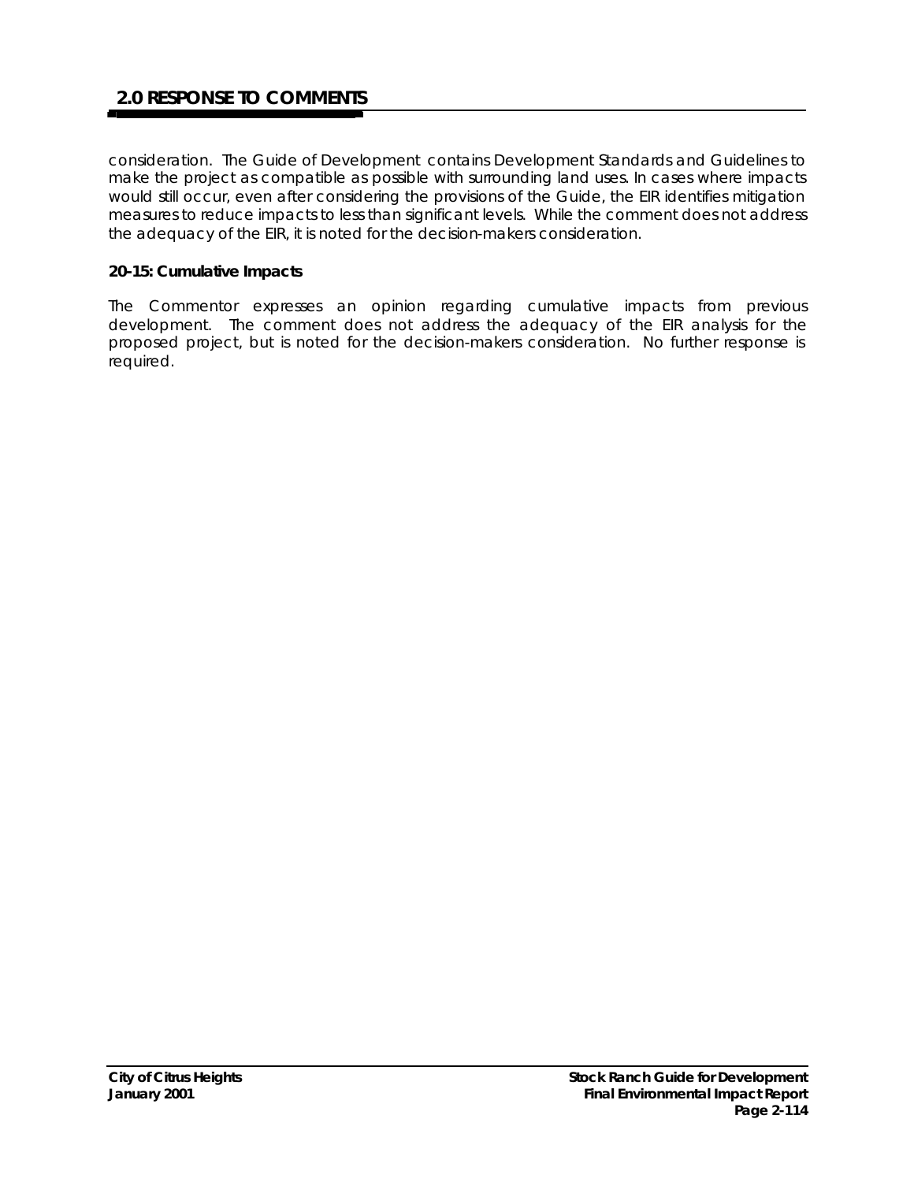consideration. The Guide of Development contains Development Standards and Guidelines to make the project as compatible as possible with surrounding land uses. In cases where impacts would still occur, even after considering the provisions of the Guide, the EIR identifies mitigation measures to reduce impacts to less than significant levels. While the comment does not address the adequacy of the EIR, it is noted for the decision-makers consideration.

**20-15: Cumulative Impacts**

The Commentor expresses an opinion regarding cumulative impacts from previous development. The comment does not address the adequacy of the EIR analysis for the proposed project, but is noted for the decision-makers consideration. No further response is required.